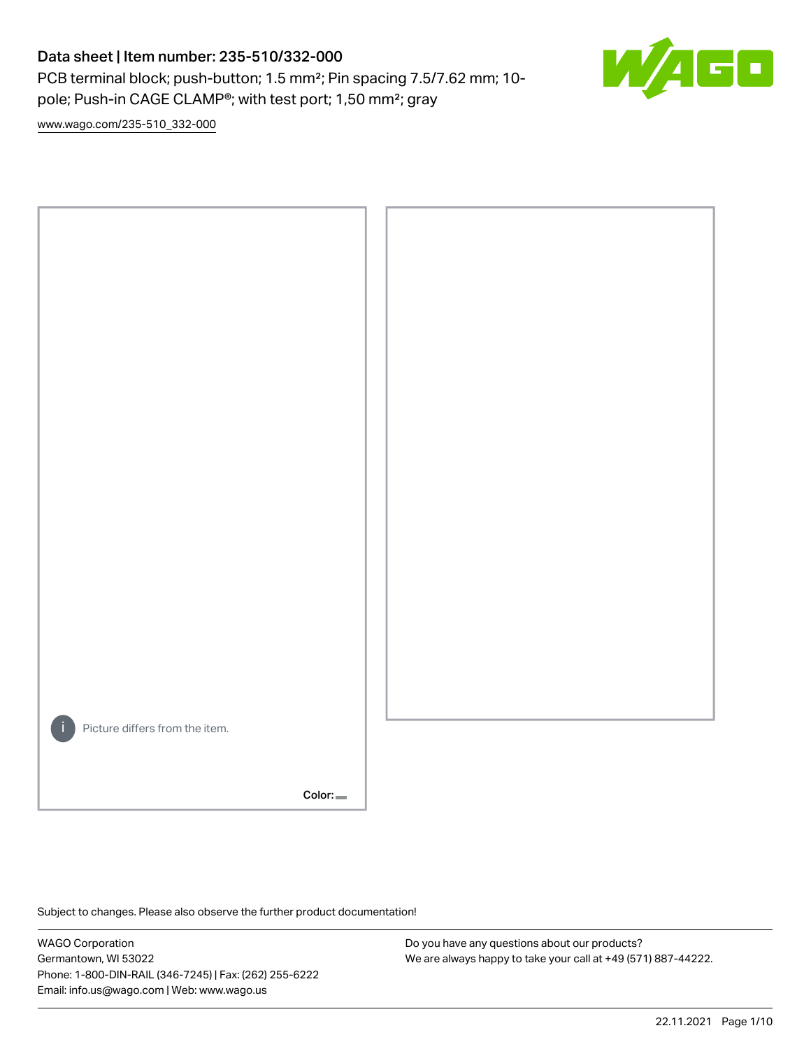# Data sheet | Item number: 235-510/332-000

PCB terminal block; push-button; 1.5 mm²; Pin spacing 7.5/7.62 mm; 10-pole; Push-in CAGE CLAMP®; with test port; 1,50 mm²; gray

[www.wago.com/235-510_332-000](www.wago.com/235-510_332-000)

Picture differs from the item.

Color:

Subject to changes. Please also observe the further product documentation!

WAGO Corporation
Germantown, WI 53022
Phone: 1-800-DIN-RAIL (346-7245) | Fax: (262) 255-6222
Email: info.us@wago.com | Web: www.wago.us

Do you have any questions about our products?
We are always happy to take your call at +49 (571) 887-44222.

22.11.2021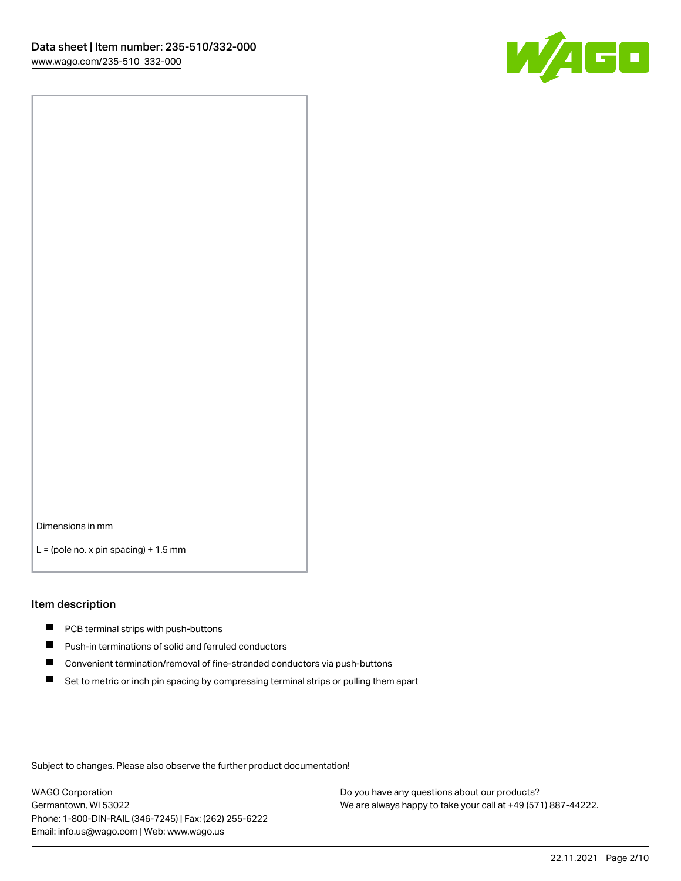Dimensions in mm

L = (pole no. x pin spacing) + 1.5 mm

## Item description

- PCB terminal strips with push-buttons
- Push-in terminations of solid and ferruled conductors
- Convenient termination/removal of fine-stranded conductors via push-buttons
- Set to metric or inch pin spacing by compressing terminal strips or pulling them apart

Subject to changes. Please also observe the further product documentation!

WAGO Corporation
Germantown, WI 53022
Phone: 1-800-DIN-RAIL (346-7245) | Fax: (262) 255-6222
Email: info.us@wago.com | Web: www.wago.us

Do you have any questions about our products?
We are always happy to take your call at +49 (571) 887-44222.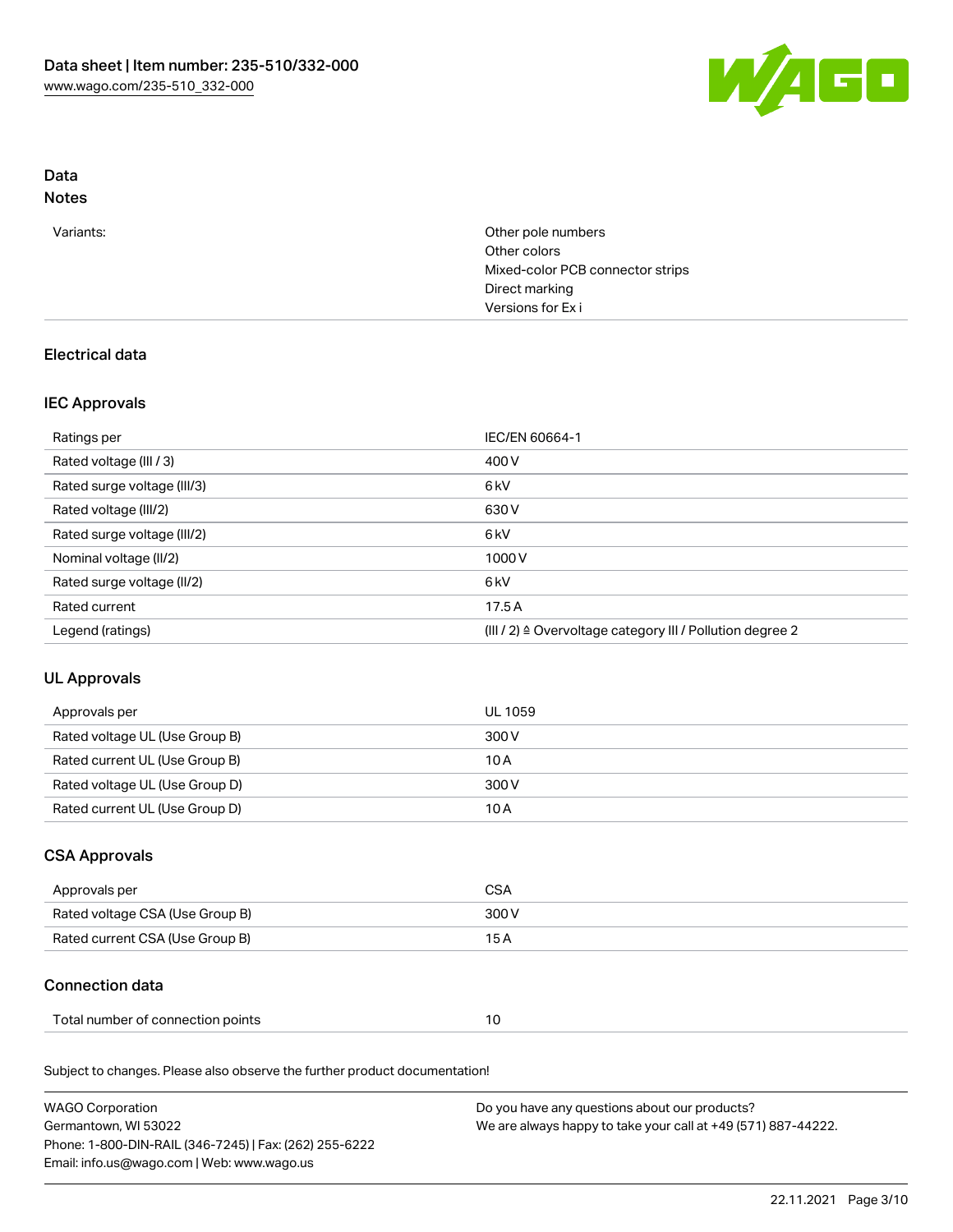## Data
### Notes

| | |
|---|---|
| Variants: | Other pole numbers<br>Other colors<br>Mixed-color PCB connector strips<br>Direct marking<br>Versions for Ex i |

### Electrical data

#### IEC Approvals

| | |
|---|---|
| Ratings per | IEC/EN 60664-1 |
| Rated voltage (III / 3) | 400 V |
| Rated surge voltage (III/3) | 6 kV |
| Rated voltage (III/2) | 630 V |
| Rated surge voltage (III/2) | 6 kV |
| Nominal voltage (II/2) | 1000 V |
| Rated surge voltage (II/2) | 6 kV |
| Rated current | 17.5 A |
| Legend (ratings) | (III / 2) ≙ Overvoltage category III / Pollution degree 2 |

#### UL Approvals

| | |
|---|---|
| Approvals per | UL 1059 |
| Rated voltage UL (Use Group B) | 300 V |
| Rated current UL (Use Group B) | 10 A |
| Rated voltage UL (Use Group D) | 300 V |
| Rated current UL (Use Group D) | 10 A |

#### CSA Approvals

| | |
|---|---|
| Approvals per | CSA |
| Rated voltage CSA (Use Group B) | 300 V |
| Rated current CSA (Use Group B) | 15 A |

### Connection data

| | |
|---|---|
| Total number of connection points | 10 |

Subject to changes. Please also observe the further product documentation!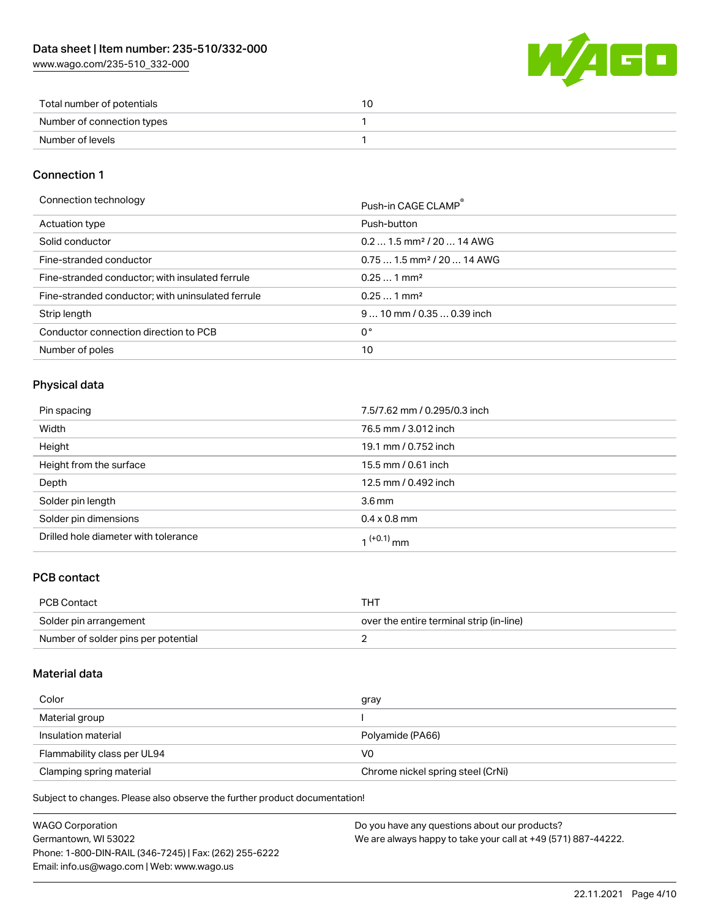| | |
|---|---|
| Total number of potentials | 10 |
| Number of connection types | 1 |
| Number of levels | 1 |

### Connection 1

| | |
|---|---|
| Connection technology | Push-in CAGE CLAMP® |
| Actuation type | Push-button |
| Solid conductor | 0.2 … 1.5 mm² / 20 … 14 AWG |
| Fine-stranded conductor | 0.75 … 1.5 mm² / 20 … 14 AWG |
| Fine-stranded conductor; with insulated ferrule | 0.25 … 1 mm² |
| Fine-stranded conductor; with uninsulated ferrule | 0.25 … 1 mm² |
| Strip length | 9 … 10 mm / 0.35 … 0.39 inch |
| Conductor connection direction to PCB | 0° |
| Number of poles | 10 |

## Physical data

| | |
|---|---|
| Pin spacing | 7.5/7.62 mm / 0.295/0.3 inch |
| Width | 76.5 mm / 3.012 inch |
| Height | 19.1 mm / 0.752 inch |
| Height from the surface | 15.5 mm / 0.61 inch |
| Depth | 12.5 mm / 0.492 inch |
| Solder pin length | 3.6 mm |
| Solder pin dimensions | 0.4 x 0.8 mm |
| Drilled hole diameter with tolerance | $1^{(+0.1)}$ mm |

## PCB contact

| | |
|---|---|
| PCB Contact | THT |
| Solder pin arrangement | over the entire terminal strip (in-line) |
| Number of solder pins per potential | 2 |

## Material data

| | |
|---|---|
| Color | gray |
| Material group | I |
| Insulation material | Polyamide (PA66) |
| Flammability class per UL94 | V0 |
| Clamping spring material | Chrome nickel spring steel (CrNi) |

Subject to changes. Please also observe the further product documentation!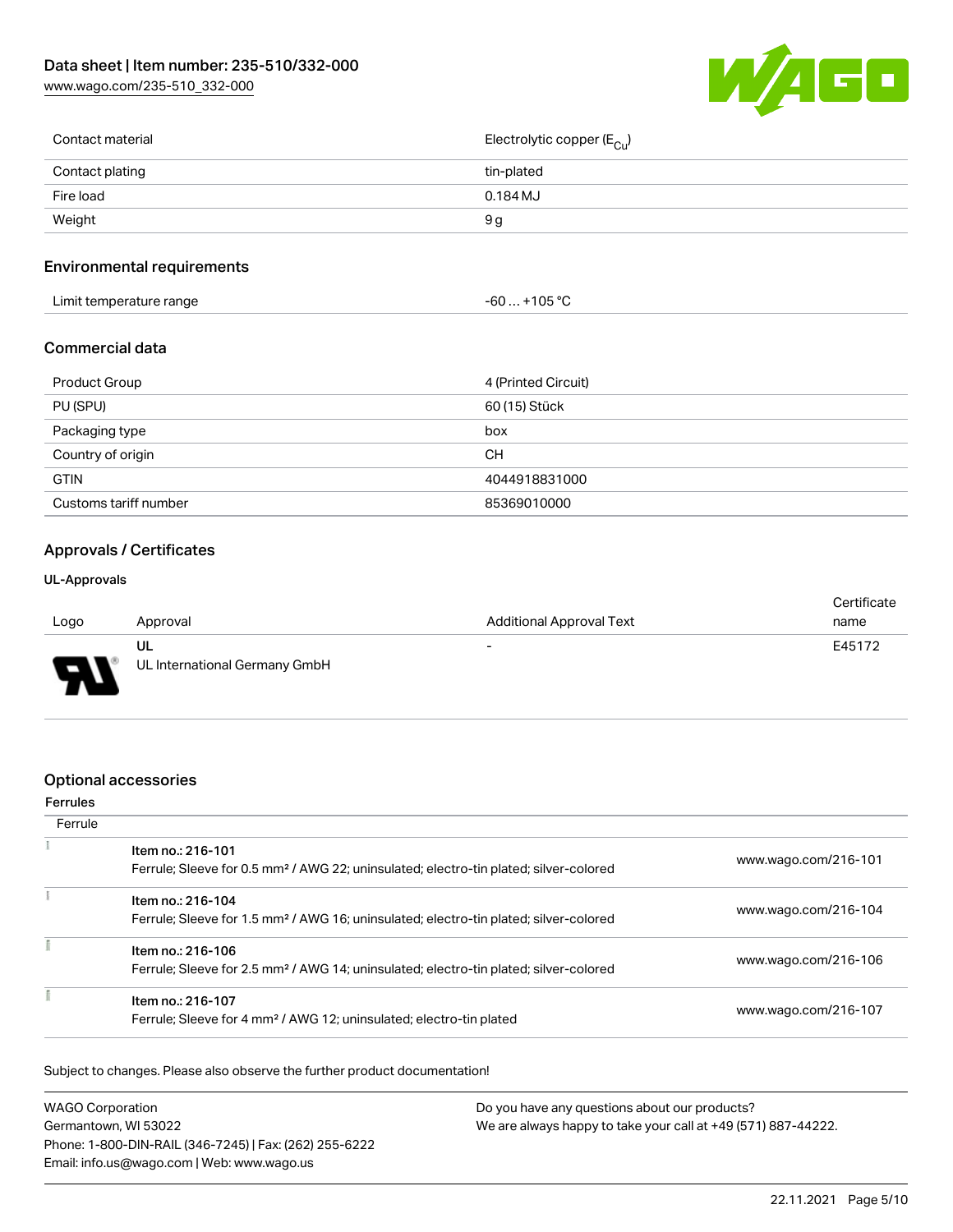| | |
|---|---|
| Contact material | Electrolytic copper ($E_{Cu}$) |
| Contact plating | tin-plated |
| Fire load | 0.184 MJ |
| Weight | 9 g |

## Environmental requirements

| | |
|---|---|
| Limit temperature range | -60 … +105 °C |

## Commercial data

| | |
|---|---|
| Product Group | 4 (Printed Circuit) |
| PU (SPU) | 60 (15) Stück |
| Packaging type | box |
| Country of origin | CH |
| GTIN | 4044918831000 |
| Customs tariff number | 85369010000 |

## Approvals / Certificates

### UL-Approvals

| Logo | Approval | Additional Approval Text | Certificate name |
|---|---|---|---|
| | UL<br>UL International Germany GmbH | - | E45172 |

## Optional accessories

### Ferrules

| Ferrule | | |
|---|---|---|
| | Item no.: 216-101<br>Ferrule; Sleeve for 0.5 mm² / AWG 22; uninsulated; electro-tin plated; silver-colored | www.wago.com/216-101 |
| | Item no.: 216-104<br>Ferrule; Sleeve for 1.5 mm² / AWG 16; uninsulated; electro-tin plated; silver-colored | www.wago.com/216-104 |
| | Item no.: 216-106<br>Ferrule; Sleeve for 2.5 mm² / AWG 14; uninsulated; electro-tin plated; silver-colored | www.wago.com/216-106 |
| | Item no.: 216-107<br>Ferrule; Sleeve for 4 mm² / AWG 12; uninsulated; electro-tin plated | www.wago.com/216-107 |

Subject to changes. Please also observe the further product documentation!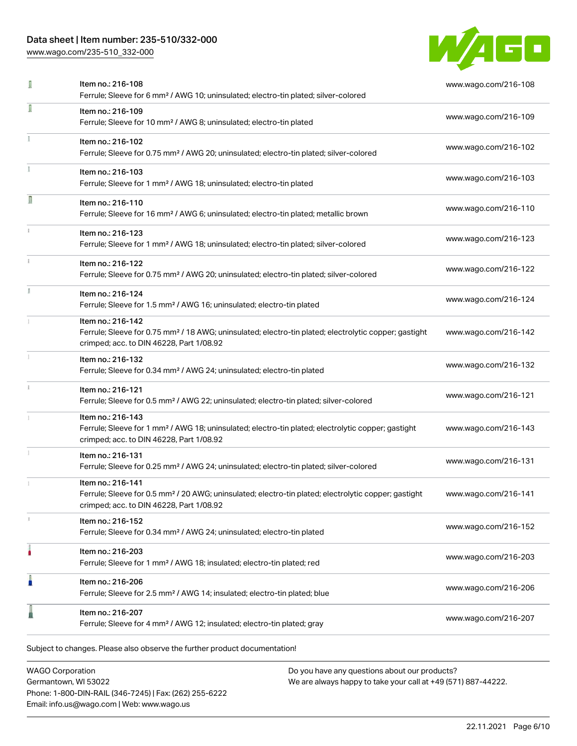| | | |
|---|---|---|
| | Item no.: 216-108<br>Ferrule; Sleeve for 6 mm² / AWG 10; uninsulated; electro-tin plated; silver-colored | www.wago.com/216-108 |
| | Item no.: 216-109<br>Ferrule; Sleeve for 10 mm² / AWG 8; uninsulated; electro-tin plated | www.wago.com/216-109 |
| | Item no.: 216-102<br>Ferrule; Sleeve for 0.75 mm² / AWG 20; uninsulated; electro-tin plated; silver-colored | www.wago.com/216-102 |
| | Item no.: 216-103<br>Ferrule; Sleeve for 1 mm² / AWG 18; uninsulated; electro-tin plated | www.wago.com/216-103 |
| | Item no.: 216-110<br>Ferrule; Sleeve for 16 mm² / AWG 6; uninsulated; electro-tin plated; metallic brown | www.wago.com/216-110 |
| | Item no.: 216-123<br>Ferrule; Sleeve for 1 mm² / AWG 18; uninsulated; electro-tin plated; silver-colored | www.wago.com/216-123 |
| | Item no.: 216-122<br>Ferrule; Sleeve for 0.75 mm² / AWG 20; uninsulated; electro-tin plated; silver-colored | www.wago.com/216-122 |
| | Item no.: 216-124<br>Ferrule; Sleeve for 1.5 mm² / AWG 16; uninsulated; electro-tin plated | www.wago.com/216-124 |
| | Item no.: 216-142<br>Ferrule; Sleeve for 0.75 mm² / 18 AWG; uninsulated; electro-tin plated; electrolytic copper; gastight crimped; acc. to DIN 46228, Part 1/08.92 | www.wago.com/216-142 |
| | Item no.: 216-132<br>Ferrule; Sleeve for 0.34 mm² / AWG 24; uninsulated; electro-tin plated | www.wago.com/216-132 |
| | Item no.: 216-121<br>Ferrule; Sleeve for 0.5 mm² / AWG 22; uninsulated; electro-tin plated; silver-colored | www.wago.com/216-121 |
| | Item no.: 216-143<br>Ferrule; Sleeve for 1 mm² / AWG 18; uninsulated; electro-tin plated; electrolytic copper; gastight crimped; acc. to DIN 46228, Part 1/08.92 | www.wago.com/216-143 |
| | Item no.: 216-131<br>Ferrule; Sleeve for 0.25 mm² / AWG 24; uninsulated; electro-tin plated; silver-colored | www.wago.com/216-131 |
| | Item no.: 216-141<br>Ferrule; Sleeve for 0.5 mm² / 20 AWG; uninsulated; electro-tin plated; electrolytic copper; gastight crimped; acc. to DIN 46228, Part 1/08.92 | www.wago.com/216-141 |
| | Item no.: 216-152<br>Ferrule; Sleeve for 0.34 mm² / AWG 24; uninsulated; electro-tin plated | www.wago.com/216-152 |
| | Item no.: 216-203<br>Ferrule; Sleeve for 1 mm² / AWG 18; insulated; electro-tin plated; red | www.wago.com/216-203 |
| | Item no.: 216-206<br>Ferrule; Sleeve for 2.5 mm² / AWG 14; insulated; electro-tin plated; blue | www.wago.com/216-206 |
| | Item no.: 216-207<br>Ferrule; Sleeve for 4 mm² / AWG 12; insulated; electro-tin plated; gray | www.wago.com/216-207 |

Subject to changes. Please also observe the further product documentation!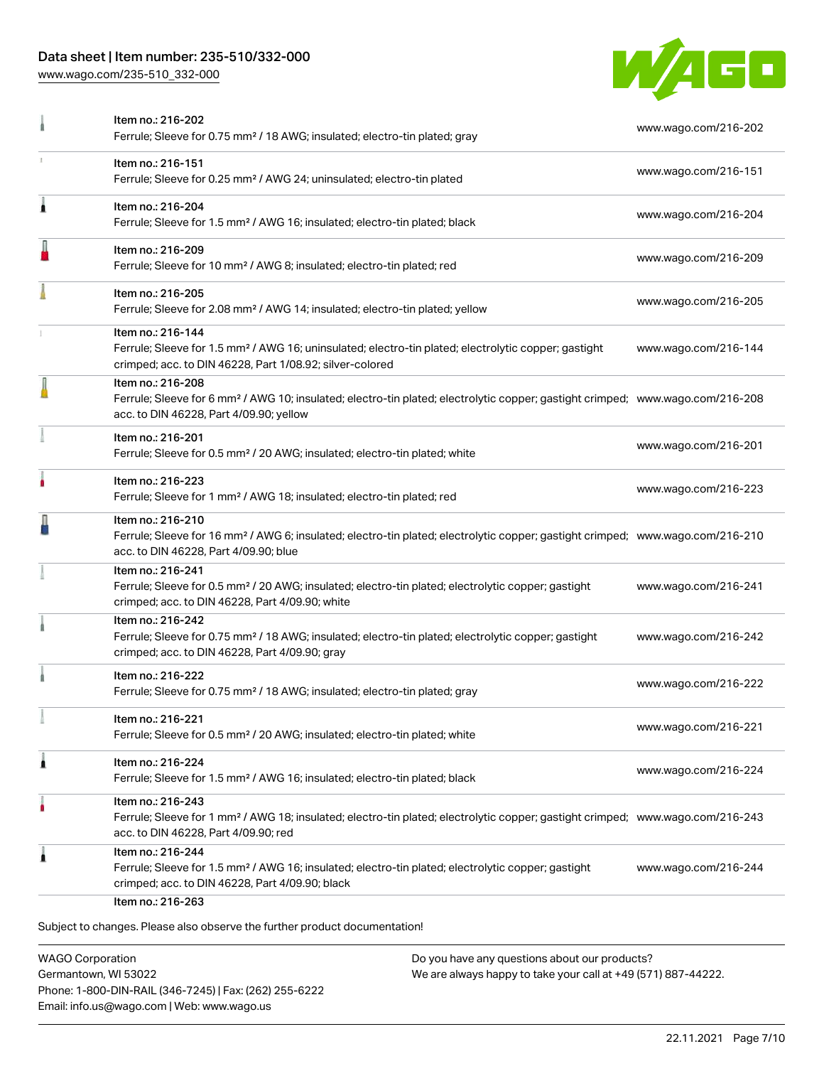| | | |
|---|---|---|
| | Item no.: 216-202<br>Ferrule; Sleeve for 0.75 mm² / 18 AWG; insulated; electro-tin plated; gray | www.wago.com/216-202 |
| | Item no.: 216-151<br>Ferrule; Sleeve for 0.25 mm² / AWG 24; uninsulated; electro-tin plated | www.wago.com/216-151 |
| | Item no.: 216-204<br>Ferrule; Sleeve for 1.5 mm² / AWG 16; insulated; electro-tin plated; black | www.wago.com/216-204 |
| | Item no.: 216-209<br>Ferrule; Sleeve for 10 mm² / AWG 8; insulated; electro-tin plated; red | www.wago.com/216-209 |
| | Item no.: 216-205<br>Ferrule; Sleeve for 2.08 mm² / AWG 14; insulated; electro-tin plated; yellow | www.wago.com/216-205 |
| | Item no.: 216-144<br>Ferrule; Sleeve for 1.5 mm² / AWG 16; uninsulated; electro-tin plated; electrolytic copper; gastight crimped; acc. to DIN 46228, Part 1/08.92; silver-colored | www.wago.com/216-144 |
| | Item no.: 216-208<br>Ferrule; Sleeve for 6 mm² / AWG 10; insulated; electro-tin plated; electrolytic copper; gastight crimped; acc. to DIN 46228, Part 4/09.90; yellow | www.wago.com/216-208 |
| | Item no.: 216-201<br>Ferrule; Sleeve for 0.5 mm² / 20 AWG; insulated; electro-tin plated; white | www.wago.com/216-201 |
| | Item no.: 216-223<br>Ferrule; Sleeve for 1 mm² / AWG 18; insulated; electro-tin plated; red | www.wago.com/216-223 |
| | Item no.: 216-210<br>Ferrule; Sleeve for 16 mm² / AWG 6; insulated; electro-tin plated; electrolytic copper; gastight crimped; acc. to DIN 46228, Part 4/09.90; blue | www.wago.com/216-210 |
| | Item no.: 216-241<br>Ferrule; Sleeve for 0.5 mm² / 20 AWG; insulated; electro-tin plated; electrolytic copper; gastight crimped; acc. to DIN 46228, Part 4/09.90; white | www.wago.com/216-241 |
| | Item no.: 216-242<br>Ferrule; Sleeve for 0.75 mm² / 18 AWG; insulated; electro-tin plated; electrolytic copper; gastight crimped; acc. to DIN 46228, Part 4/09.90; gray | www.wago.com/216-242 |
| | Item no.: 216-222<br>Ferrule; Sleeve for 0.75 mm² / 18 AWG; insulated; electro-tin plated; gray | www.wago.com/216-222 |
| | Item no.: 216-221<br>Ferrule; Sleeve for 0.5 mm² / 20 AWG; insulated; electro-tin plated; white | www.wago.com/216-221 |
| | Item no.: 216-224<br>Ferrule; Sleeve for 1.5 mm² / AWG 16; insulated; electro-tin plated; black | www.wago.com/216-224 |
| | Item no.: 216-243<br>Ferrule; Sleeve for 1 mm² / AWG 18; insulated; electro-tin plated; electrolytic copper; gastight crimped; acc. to DIN 46228, Part 4/09.90; red | www.wago.com/216-243 |
| | Item no.: 216-244<br>Ferrule; Sleeve for 1.5 mm² / AWG 16; insulated; electro-tin plated; electrolytic copper; gastight crimped; acc. to DIN 46228, Part 4/09.90; black | www.wago.com/216-244 |
| | Item no.: 216-263 | |

Subject to changes. Please also observe the further product documentation!

WAGO Corporation
Germantown, WI 53022
Phone: 1-800-DIN-RAIL (346-7245) | Fax: (262) 255-6222
Email: info.us@wago.com | Web: www.wago.us

Do you have any questions about our products?
We are always happy to take your call at +49 (571) 887-44222.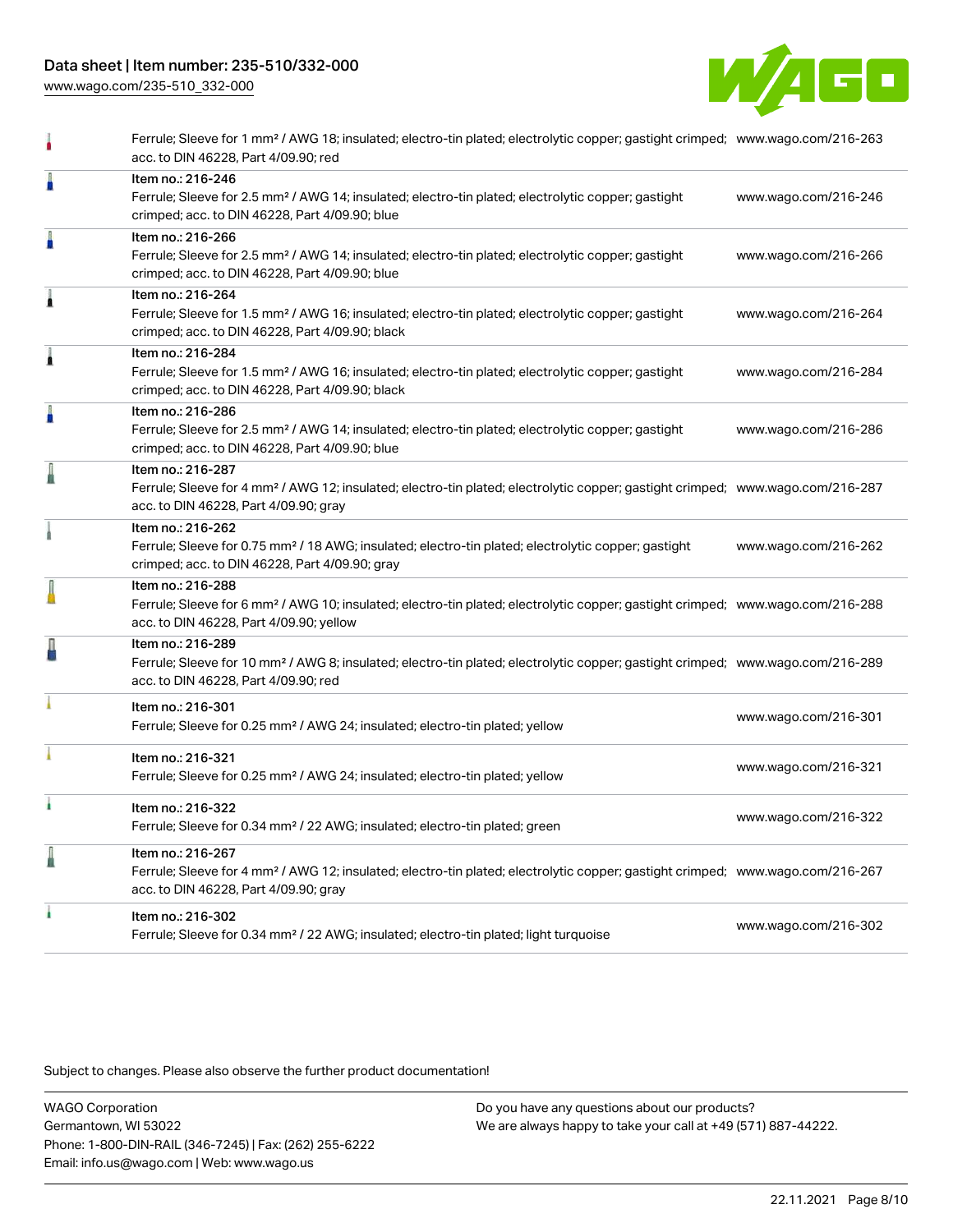| | | |
|---|---|---|
| | Ferrule; Sleeve for 1 mm² / AWG 18; insulated; electro-tin plated; electrolytic copper; gastight crimped; acc. to DIN 46228, Part 4/09.90; red | www.wago.com/216-263 |
| | Item no.: 216-246<br>Ferrule; Sleeve for 2.5 mm² / AWG 14; insulated; electro-tin plated; electrolytic copper; gastight crimped; acc. to DIN 46228, Part 4/09.90; blue | www.wago.com/216-246 |
| | Item no.: 216-266<br>Ferrule; Sleeve for 2.5 mm² / AWG 14; insulated; electro-tin plated; electrolytic copper; gastight crimped; acc. to DIN 46228, Part 4/09.90; blue | www.wago.com/216-266 |
| | Item no.: 216-264<br>Ferrule; Sleeve for 1.5 mm² / AWG 16; insulated; electro-tin plated; electrolytic copper; gastight crimped; acc. to DIN 46228, Part 4/09.90; black | www.wago.com/216-264 |
| | Item no.: 216-284<br>Ferrule; Sleeve for 1.5 mm² / AWG 16; insulated; electro-tin plated; electrolytic copper; gastight crimped; acc. to DIN 46228, Part 4/09.90; black | www.wago.com/216-284 |
| | Item no.: 216-286<br>Ferrule; Sleeve for 2.5 mm² / AWG 14; insulated; electro-tin plated; electrolytic copper; gastight crimped; acc. to DIN 46228, Part 4/09.90; blue | www.wago.com/216-286 |
| | Item no.: 216-287<br>Ferrule; Sleeve for 4 mm² / AWG 12; insulated; electro-tin plated; electrolytic copper; gastight crimped; acc. to DIN 46228, Part 4/09.90; gray | www.wago.com/216-287 |
| | Item no.: 216-262<br>Ferrule; Sleeve for 0.75 mm² / 18 AWG; insulated; electro-tin plated; electrolytic copper; gastight crimped; acc. to DIN 46228, Part 4/09.90; gray | www.wago.com/216-262 |
| | Item no.: 216-288<br>Ferrule; Sleeve for 6 mm² / AWG 10; insulated; electro-tin plated; electrolytic copper; gastight crimped; acc. to DIN 46228, Part 4/09.90; yellow | www.wago.com/216-288 |
| | Item no.: 216-289<br>Ferrule; Sleeve for 10 mm² / AWG 8; insulated; electro-tin plated; electrolytic copper; gastight crimped; acc. to DIN 46228, Part 4/09.90; red | www.wago.com/216-289 |
| | Item no.: 216-301<br>Ferrule; Sleeve for 0.25 mm² / AWG 24; insulated; electro-tin plated; yellow | www.wago.com/216-301 |
| | Item no.: 216-321<br>Ferrule; Sleeve for 0.25 mm² / AWG 24; insulated; electro-tin plated; yellow | www.wago.com/216-321 |
| | Item no.: 216-322<br>Ferrule; Sleeve for 0.34 mm² / 22 AWG; insulated; electro-tin plated; green | www.wago.com/216-322 |
| | Item no.: 216-267<br>Ferrule; Sleeve for 4 mm² / AWG 12; insulated; electro-tin plated; electrolytic copper; gastight crimped; acc. to DIN 46228, Part 4/09.90; gray | www.wago.com/216-267 |
| | Item no.: 216-302<br>Ferrule; Sleeve for 0.34 mm² / 22 AWG; insulated; electro-tin plated; light turquoise | www.wago.com/216-302 |

Subject to changes. Please also observe the further product documentation!

WAGO Corporation
Germantown, WI 53022
Phone: 1-800-DIN-RAIL (346-7245) | Fax: (262) 255-6222
Email: info.us@wago.com | Web: www.wago.us

Do you have any questions about our products?
We are always happy to take your call at +49 (571) 887-44222.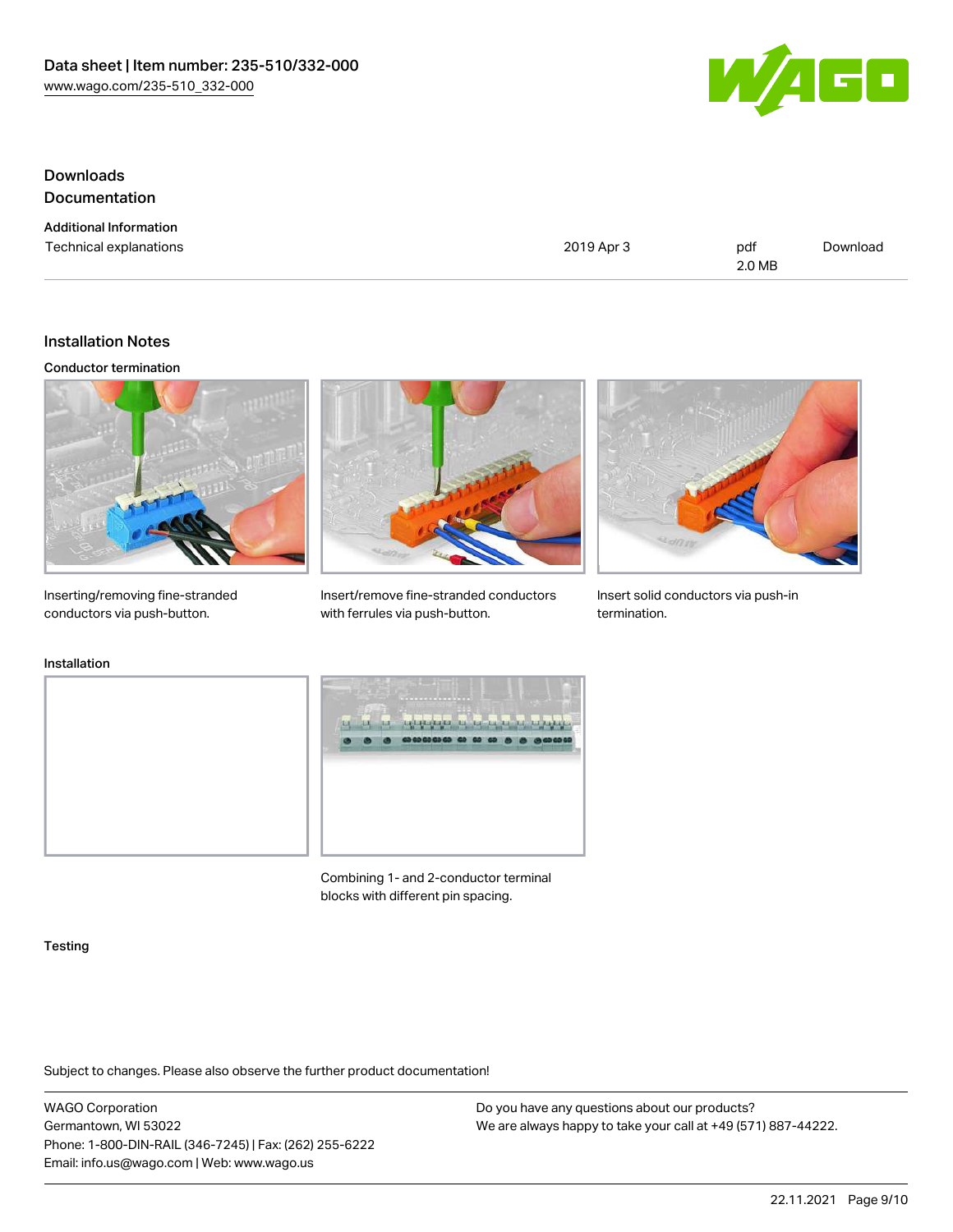## Downloads

## Documentation

### Additional Information

| | | | |
|---|---|---|---|
| Technical explanations | 2019 Apr 3 | pdf 2.0 MB | Download |

## Installation Notes

### Conductor termination

Inserting/removing fine-stranded conductors via push-button.

Insert/remove fine-stranded conductors with ferrules via push-button.

Insert solid conductors via push-in termination.

### Installation

Combining 1- and 2-conductor terminal blocks with different pin spacing.

### Testing

Subject to changes. Please also observe the further product documentation!

WAGO Corporation
Germantown, WI 53022
Phone: 1-800-DIN-RAIL (346-7245) | Fax: (262) 255-6222
Email: info.us@wago.com | Web: www.wago.us

Do you have any questions about our products?
We are always happy to take your call at +49 (571) 887-44222.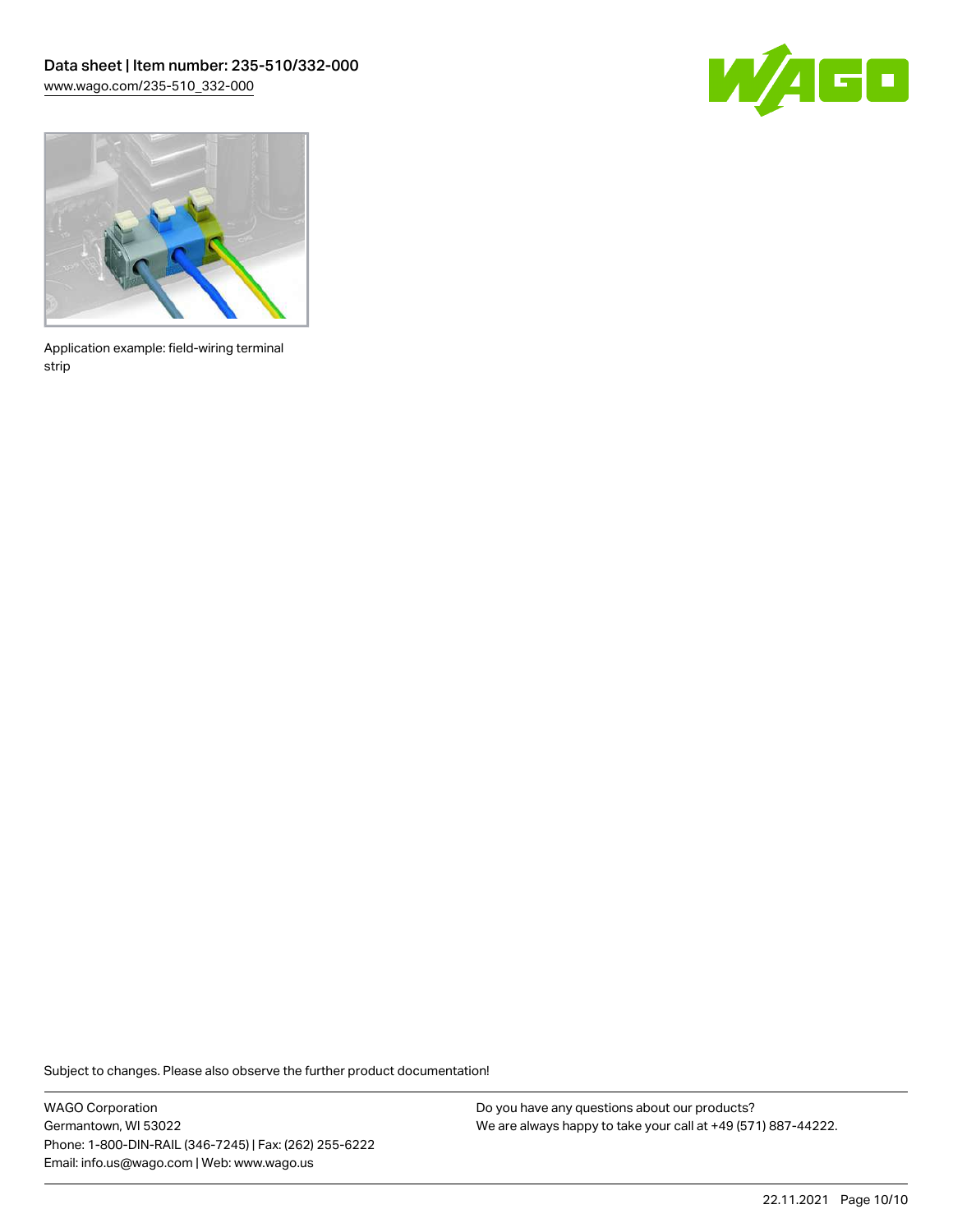Application example: field-wiring terminal strip

Subject to changes. Please also observe the further product documentation!

WAGO Corporation
Germantown, WI 53022
Phone: 1-800-DIN-RAIL (346-7245) | Fax: (262) 255-6222
Email: info.us@wago.com | Web: www.wago.us

Do you have any questions about our products?
We are always happy to take your call at +49 (571) 887-44222.